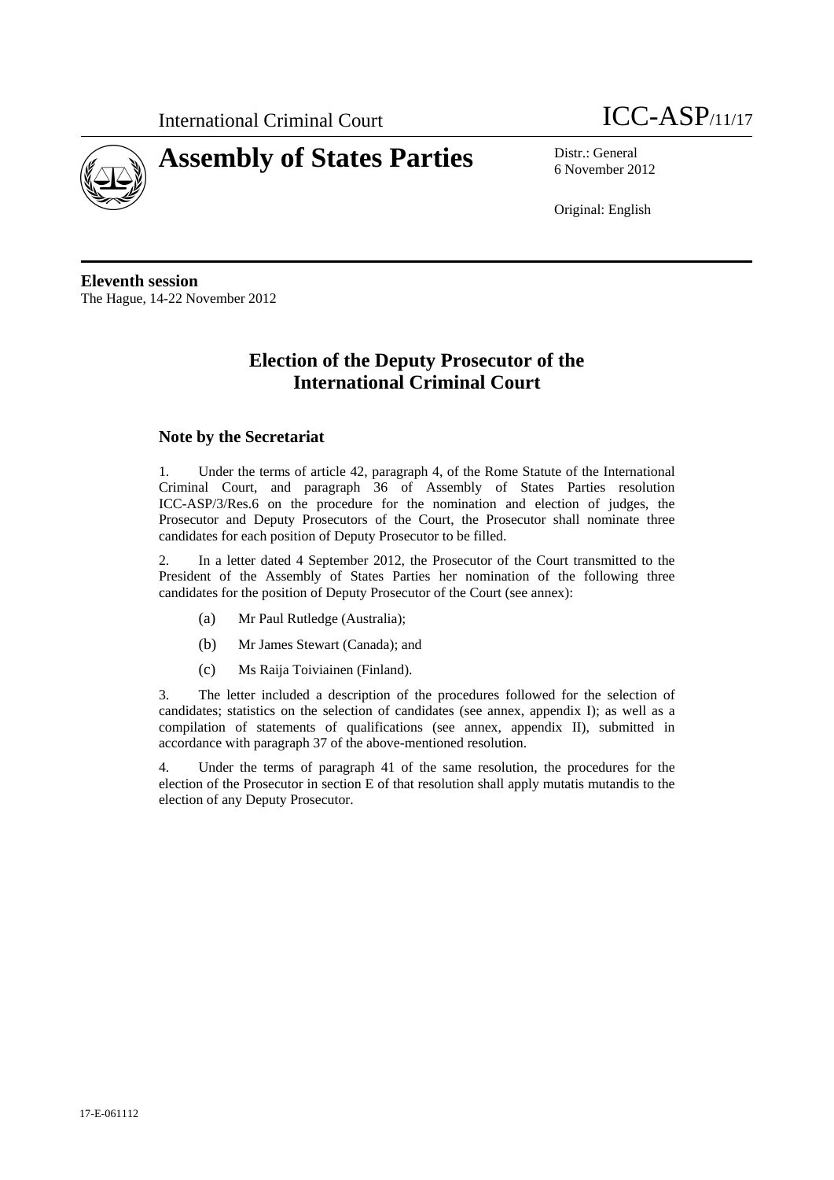International Criminal Court

ICC-ASP/11/17

# Assembly of States Parties

Distr.: General
6 November 2012

Original: English

**Eleventh session**
The Hague, 14-22 November 2012

## Election of the Deputy Prosecutor of the International Criminal Court

### Note by the Secretariat

1. Under the terms of article 42, paragraph 4, of the Rome Statute of the International Criminal Court, and paragraph 36 of Assembly of States Parties resolution ICC-ASP/3/Res.6 on the procedure for the nomination and election of judges, the Prosecutor and Deputy Prosecutors of the Court, the Prosecutor shall nominate three candidates for each position of Deputy Prosecutor to be filled.

2. In a letter dated 4 September 2012, the Prosecutor of the Court transmitted to the President of the Assembly of States Parties her nomination of the following three candidates for the position of Deputy Prosecutor of the Court (see annex):

   (a) Mr Paul Rutledge (Australia);

   (b) Mr James Stewart (Canada); and

   (c) Ms Raija Toiviainen (Finland).

3. The letter included a description of the procedures followed for the selection of candidates; statistics on the selection of candidates (see annex, appendix I); as well as a compilation of statements of qualifications (see annex, appendix II), submitted in accordance with paragraph 37 of the above-mentioned resolution.

4. Under the terms of paragraph 41 of the same resolution, the procedures for the election of the Prosecutor in section E of that resolution shall apply mutatis mutandis to the election of any Deputy Prosecutor.

17-E-061112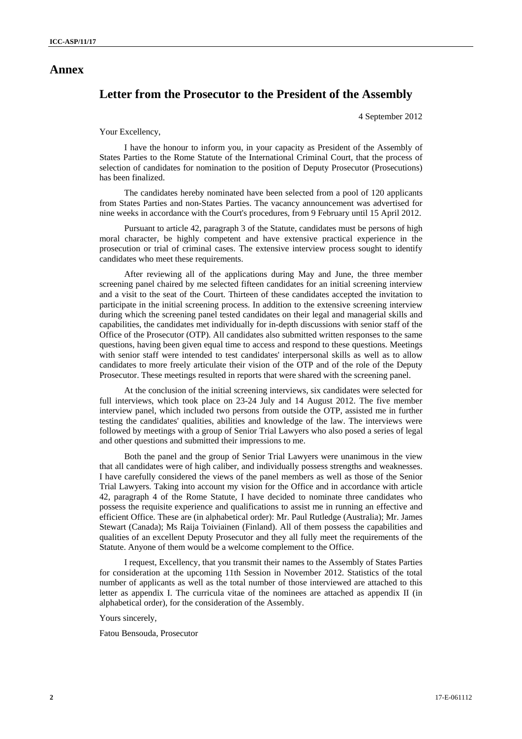# Annex

## Letter from the Prosecutor to the President of the Assembly

4 September 2012

Your Excellency,

I have the honour to inform you, in your capacity as President of the Assembly of States Parties to the Rome Statute of the International Criminal Court, that the process of selection of candidates for nomination to the position of Deputy Prosecutor (Prosecutions) has been finalized.

The candidates hereby nominated have been selected from a pool of 120 applicants from States Parties and non-States Parties. The vacancy announcement was advertised for nine weeks in accordance with the Court's procedures, from 9 February until 15 April 2012.

Pursuant to article 42, paragraph 3 of the Statute, candidates must be persons of high moral character, be highly competent and have extensive practical experience in the prosecution or trial of criminal cases. The extensive interview process sought to identify candidates who meet these requirements.

After reviewing all of the applications during May and June, the three member screening panel chaired by me selected fifteen candidates for an initial screening interview and a visit to the seat of the Court. Thirteen of these candidates accepted the invitation to participate in the initial screening process. In addition to the extensive screening interview during which the screening panel tested candidates on their legal and managerial skills and capabilities, the candidates met individually for in-depth discussions with senior staff of the Office of the Prosecutor (OTP). All candidates also submitted written responses to the same questions, having been given equal time to access and respond to these questions. Meetings with senior staff were intended to test candidates' interpersonal skills as well as to allow candidates to more freely articulate their vision of the OTP and of the role of the Deputy Prosecutor. These meetings resulted in reports that were shared with the screening panel.

At the conclusion of the initial screening interviews, six candidates were selected for full interviews, which took place on 23-24 July and 14 August 2012. The five member interview panel, which included two persons from outside the OTP, assisted me in further testing the candidates' qualities, abilities and knowledge of the law. The interviews were followed by meetings with a group of Senior Trial Lawyers who also posed a series of legal and other questions and submitted their impressions to me.

Both the panel and the group of Senior Trial Lawyers were unanimous in the view that all candidates were of high caliber, and individually possess strengths and weaknesses. I have carefully considered the views of the panel members as well as those of the Senior Trial Lawyers. Taking into account my vision for the Office and in accordance with article 42, paragraph 4 of the Rome Statute, I have decided to nominate three candidates who possess the requisite experience and qualifications to assist me in running an effective and efficient Office. These are (in alphabetical order): Mr. Paul Rutledge (Australia); Mr. James Stewart (Canada); Ms Raija Toiviainen (Finland). All of them possess the capabilities and qualities of an excellent Deputy Prosecutor and they all fully meet the requirements of the Statute. Anyone of them would be a welcome complement to the Office.

I request, Excellency, that you transmit their names to the Assembly of States Parties for consideration at the upcoming 11th Session in November 2012. Statistics of the total number of applicants as well as the total number of those interviewed are attached to this letter as appendix I. The curricula vitae of the nominees are attached as appendix II (in alphabetical order), for the consideration of the Assembly.

Yours sincerely,

Fatou Bensouda, Prosecutor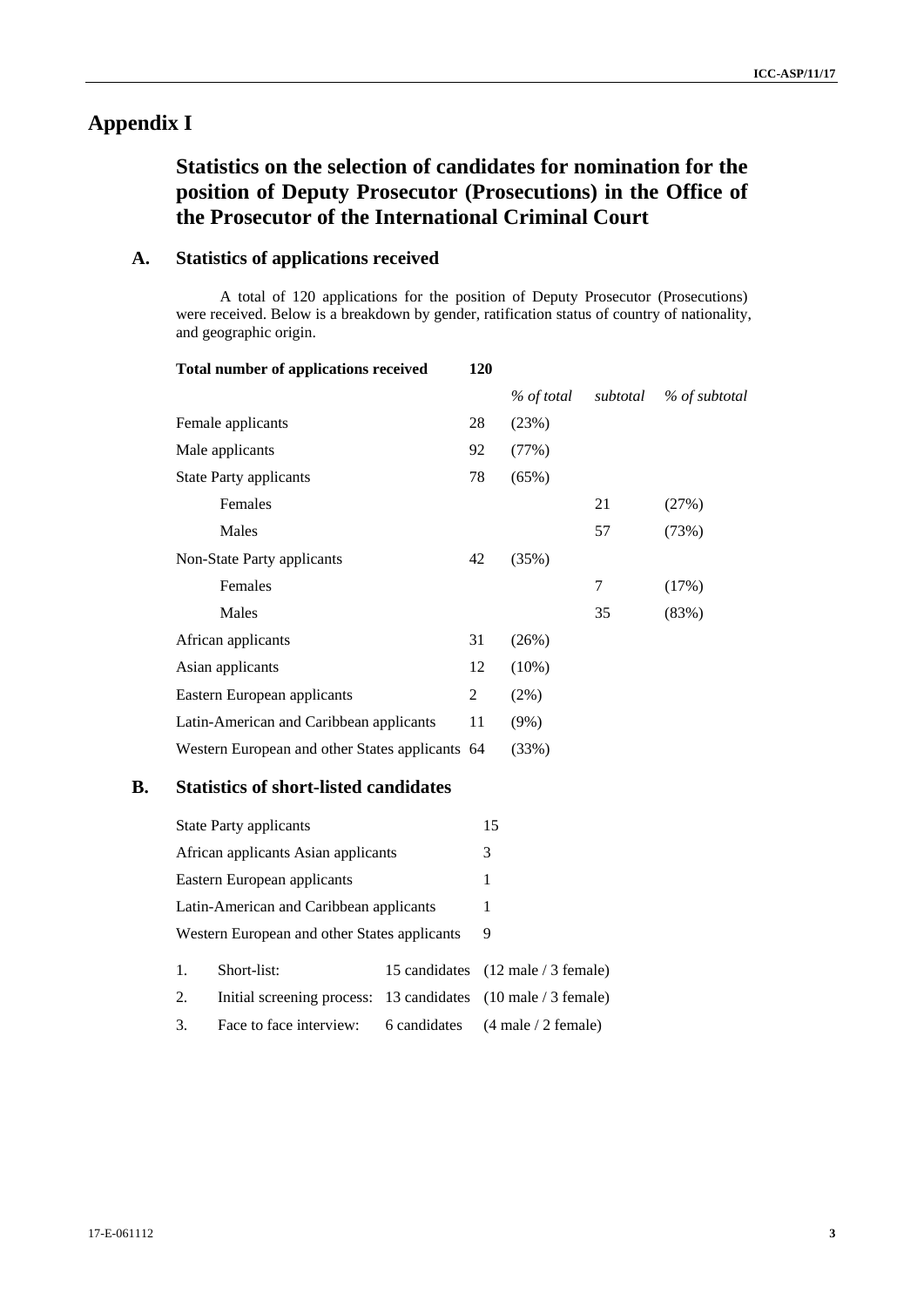# Appendix I

## Statistics on the selection of candidates for nomination for the position of Deputy Prosecutor (Prosecutions) in the Office of the Prosecutor of the International Criminal Court

### A. Statistics of applications received

A total of 120 applications for the position of Deputy Prosecutor (Prosecutions) were received. Below is a breakdown by gender, ratification status of country of nationality, and geographic origin.

| **Total number of applications received** | **120** | | | |
|---|---|---|---|---|
| | | *% of total* | *subtotal* | *% of subtotal* |
| Female applicants | 28 | (23%) | | |
| Male applicants | 92 | (77%) | | |
| State Party applicants | 78 | (65%) | | |
| Females | | | 21 | (27%) |
| Males | | | 57 | (73%) |
| Non-State Party applicants | 42 | (35%) | | |
| Females | | | 7 | (17%) |
| Males | | | 35 | (83%) |
| African applicants | 31 | (26%) | | |
| Asian applicants | 12 | (10%) | | |
| Eastern European applicants | 2 | (2%) | | |
| Latin-American and Caribbean applicants | 11 | (9%) | | |
| Western European and other States applicants | 64 | (33%) | | |

### B. Statistics of short-listed candidates

| | |
|---|---|
| State Party applicants | 15 |
| African applicants Asian applicants | 3 |
| Eastern European applicants | 1 |
| Latin-American and Caribbean applicants | 1 |
| Western European and other States applicants | 9 |

| | | | |
|---|---|---|---|
| 1. | Short-list: | 15 candidates | (12 male / 3 female) |
| 2. | Initial screening process: | 13 candidates | (10 male / 3 female) |
| 3. | Face to face interview: | 6 candidates | (4 male / 2 female) |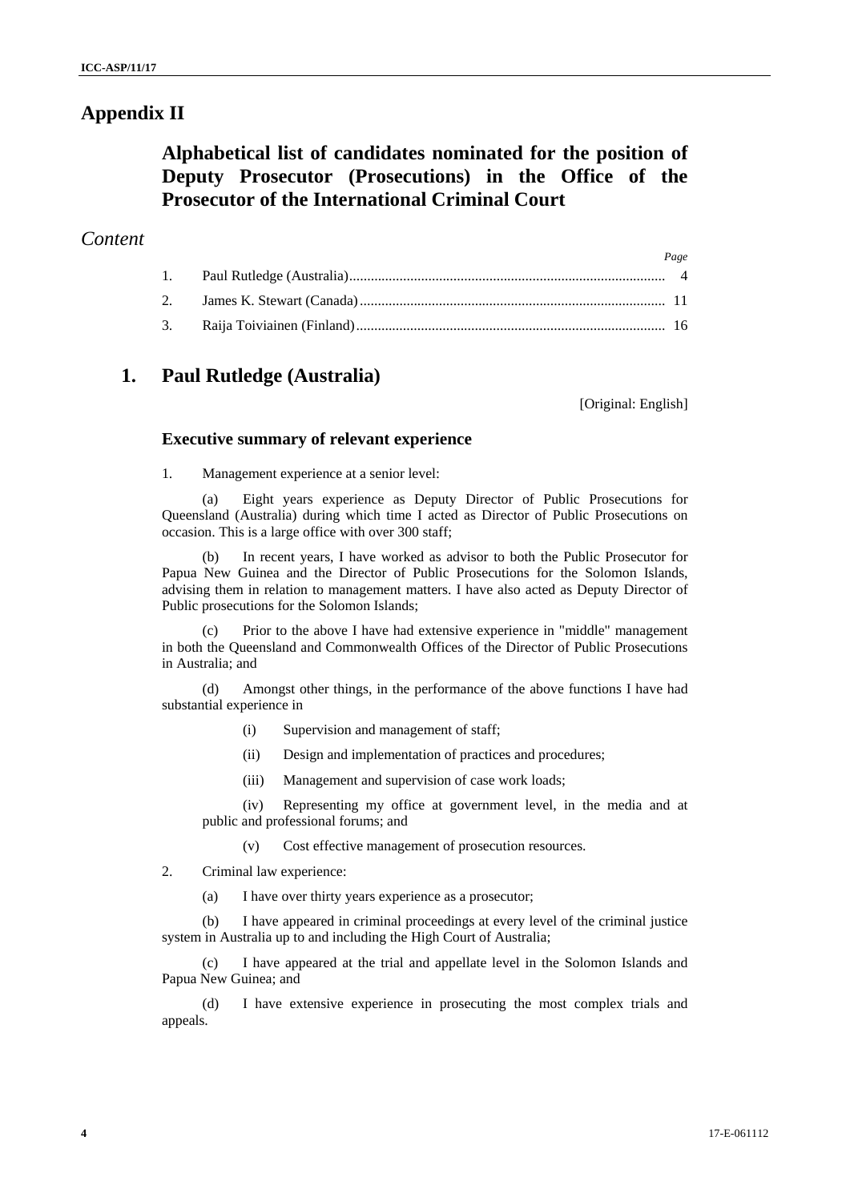# Appendix II

## Alphabetical list of candidates nominated for the position of Deputy Prosecutor (Prosecutions) in the Office of the Prosecutor of the International Criminal Court

## *Content*

| | | *Page* |
|---|---|---|
| 1. | Paul Rutledge (Australia) | 4 |
| 2. | James K. Stewart (Canada) | 11 |
| 3. | Raija Toiviainen (Finland) | 16 |

## 1. Paul Rutledge (Australia)

[Original: English]

### Executive summary of relevant experience

1. Management experience at a senior level:

(a) Eight years experience as Deputy Director of Public Prosecutions for Queensland (Australia) during which time I acted as Director of Public Prosecutions on occasion. This is a large office with over 300 staff;

(b) In recent years, I have worked as advisor to both the Public Prosecutor for Papua New Guinea and the Director of Public Prosecutions for the Solomon Islands, advising them in relation to management matters. I have also acted as Deputy Director of Public prosecutions for the Solomon Islands;

(c) Prior to the above I have had extensive experience in "middle" management in both the Queensland and Commonwealth Offices of the Director of Public Prosecutions in Australia; and

(d) Amongst other things, in the performance of the above functions I have had substantial experience in

(i) Supervision and management of staff;

(ii) Design and implementation of practices and procedures;

(iii) Management and supervision of case work loads;

(iv) Representing my office at government level, in the media and at public and professional forums; and

(v) Cost effective management of prosecution resources.

2. Criminal law experience:

(a) I have over thirty years experience as a prosecutor;

(b) I have appeared in criminal proceedings at every level of the criminal justice system in Australia up to and including the High Court of Australia;

(c) I have appeared at the trial and appellate level in the Solomon Islands and Papua New Guinea; and

(d) I have extensive experience in prosecuting the most complex trials and appeals.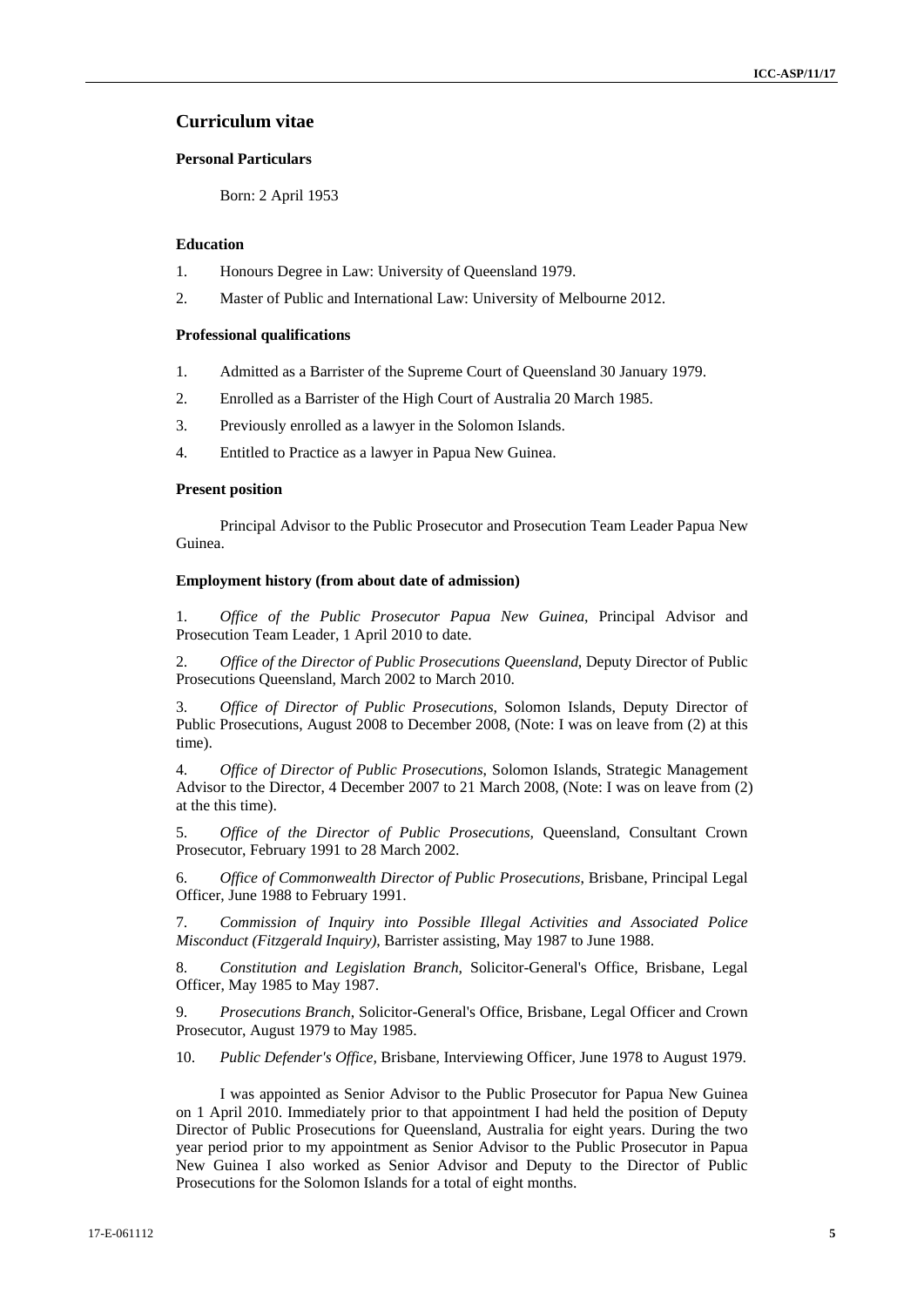## Curriculum vitae

### Personal Particulars

Born: 2 April 1953

### Education

1. Honours Degree in Law: University of Queensland 1979.
2. Master of Public and International Law: University of Melbourne 2012.

### Professional qualifications

1. Admitted as a Barrister of the Supreme Court of Queensland 30 January 1979.
2. Enrolled as a Barrister of the High Court of Australia 20 March 1985.
3. Previously enrolled as a lawyer in the Solomon Islands.
4. Entitled to Practice as a lawyer in Papua New Guinea.

### Present position

Principal Advisor to the Public Prosecutor and Prosecution Team Leader Papua New Guinea.

### Employment history (from about date of admission)

1. *Office of the Public Prosecutor Papua New Guinea*, Principal Advisor and Prosecution Team Leader, 1 April 2010 to date.
2. *Office of the Director of Public Prosecutions Queensland*, Deputy Director of Public Prosecutions Queensland, March 2002 to March 2010.
3. *Office of Director of Public Prosecutions*, Solomon Islands, Deputy Director of Public Prosecutions, August 2008 to December 2008, (Note: I was on leave from (2) at this time).
4. *Office of Director of Public Prosecutions*, Solomon Islands, Strategic Management Advisor to the Director, 4 December 2007 to 21 March 2008, (Note: I was on leave from (2) at the this time).
5. *Office of the Director of Public Prosecutions*, Queensland, Consultant Crown Prosecutor, February 1991 to 28 March 2002.
6. *Office of Commonwealth Director of Public Prosecutions*, Brisbane, Principal Legal Officer, June 1988 to February 1991.
7. *Commission of Inquiry into Possible Illegal Activities and Associated Police Misconduct (Fitzgerald Inquiry)*, Barrister assisting, May 1987 to June 1988.
8. *Constitution and Legislation Branch*, Solicitor-General's Office, Brisbane, Legal Officer, May 1985 to May 1987.
9. *Prosecutions Branch*, Solicitor-General's Office, Brisbane, Legal Officer and Crown Prosecutor, August 1979 to May 1985.
10. *Public Defender's Office*, Brisbane, Interviewing Officer, June 1978 to August 1979.

I was appointed as Senior Advisor to the Public Prosecutor for Papua New Guinea on 1 April 2010. Immediately prior to that appointment I had held the position of Deputy Director of Public Prosecutions for Queensland, Australia for eight years. During the two year period prior to my appointment as Senior Advisor to the Public Prosecutor in Papua New Guinea I also worked as Senior Advisor and Deputy to the Director of Public Prosecutions for the Solomon Islands for a total of eight months.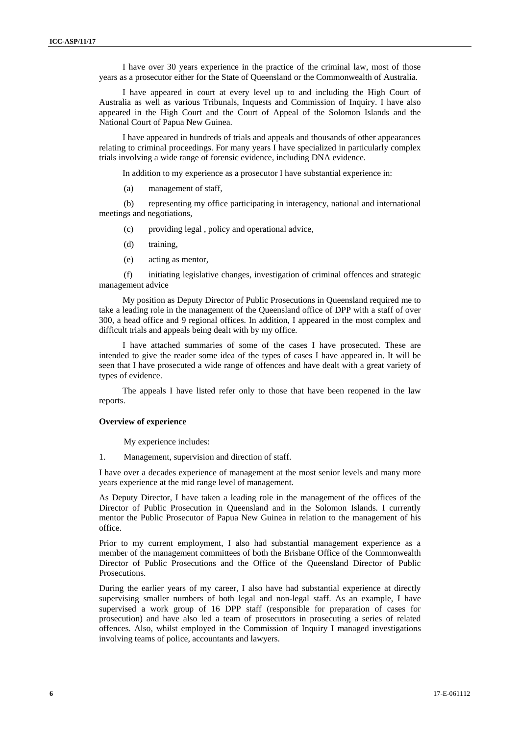I have over 30 years experience in the practice of the criminal law, most of those years as a prosecutor either for the State of Queensland or the Commonwealth of Australia.

I have appeared in court at every level up to and including the High Court of Australia as well as various Tribunals, Inquests and Commission of Inquiry. I have also appeared in the High Court and the Court of Appeal of the Solomon Islands and the National Court of Papua New Guinea.

I have appeared in hundreds of trials and appeals and thousands of other appearances relating to criminal proceedings. For many years I have specialized in particularly complex trials involving a wide range of forensic evidence, including DNA evidence.

In addition to my experience as a prosecutor I have substantial experience in:

(a) management of staff,

(b) representing my office participating in interagency, national and international meetings and negotiations,

(c) providing legal , policy and operational advice,

(d) training,

(e) acting as mentor,

(f) initiating legislative changes, investigation of criminal offences and strategic management advice

My position as Deputy Director of Public Prosecutions in Queensland required me to take a leading role in the management of the Queensland office of DPP with a staff of over 300, a head office and 9 regional offices. In addition, I appeared in the most complex and difficult trials and appeals being dealt with by my office.

I have attached summaries of some of the cases I have prosecuted. These are intended to give the reader some idea of the types of cases I have appeared in. It will be seen that I have prosecuted a wide range of offences and have dealt with a great variety of types of evidence.

The appeals I have listed refer only to those that have been reopened in the law reports.

**Overview of experience**

My experience includes:

1. Management, supervision and direction of staff.

I have over a decades experience of management at the most senior levels and many more years experience at the mid range level of management.

As Deputy Director, I have taken a leading role in the management of the offices of the Director of Public Prosecution in Queensland and in the Solomon Islands. I currently mentor the Public Prosecutor of Papua New Guinea in relation to the management of his office.

Prior to my current employment, I also had substantial management experience as a member of the management committees of both the Brisbane Office of the Commonwealth Director of Public Prosecutions and the Office of the Queensland Director of Public Prosecutions.

During the earlier years of my career, I also have had substantial experience at directly supervising smaller numbers of both legal and non-legal staff. As an example, I have supervised a work group of 16 DPP staff (responsible for preparation of cases for prosecution) and have also led a team of prosecutors in prosecuting a series of related offences. Also, whilst employed in the Commission of Inquiry I managed investigations involving teams of police, accountants and lawyers.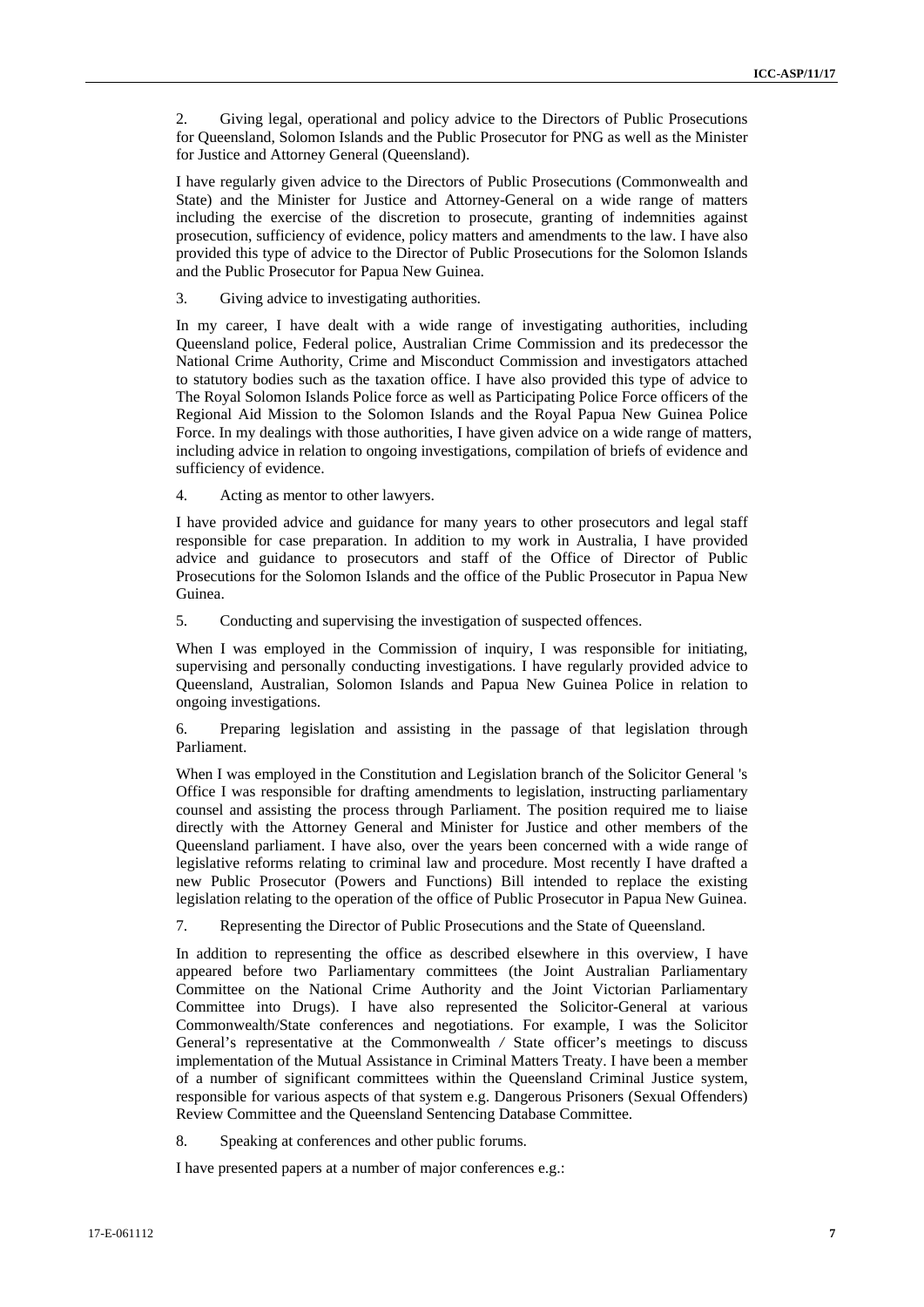2. Giving legal, operational and policy advice to the Directors of Public Prosecutions for Queensland, Solomon Islands and the Public Prosecutor for PNG as well as the Minister for Justice and Attorney General (Queensland).

I have regularly given advice to the Directors of Public Prosecutions (Commonwealth and State) and the Minister for Justice and Attorney-General on a wide range of matters including the exercise of the discretion to prosecute, granting of indemnities against prosecution, sufficiency of evidence, policy matters and amendments to the law. I have also provided this type of advice to the Director of Public Prosecutions for the Solomon Islands and the Public Prosecutor for Papua New Guinea.

3. Giving advice to investigating authorities.

In my career, I have dealt with a wide range of investigating authorities, including Queensland police, Federal police, Australian Crime Commission and its predecessor the National Crime Authority, Crime and Misconduct Commission and investigators attached to statutory bodies such as the taxation office. I have also provided this type of advice to The Royal Solomon Islands Police force as well as Participating Police Force officers of the Regional Aid Mission to the Solomon Islands and the Royal Papua New Guinea Police Force. In my dealings with those authorities, I have given advice on a wide range of matters, including advice in relation to ongoing investigations, compilation of briefs of evidence and sufficiency of evidence.

4. Acting as mentor to other lawyers.

I have provided advice and guidance for many years to other prosecutors and legal staff responsible for case preparation. In addition to my work in Australia, I have provided advice and guidance to prosecutors and staff of the Office of Director of Public Prosecutions for the Solomon Islands and the office of the Public Prosecutor in Papua New Guinea.

5. Conducting and supervising the investigation of suspected offences.

When I was employed in the Commission of inquiry, I was responsible for initiating, supervising and personally conducting investigations. I have regularly provided advice to Queensland, Australian, Solomon Islands and Papua New Guinea Police in relation to ongoing investigations.

6. Preparing legislation and assisting in the passage of that legislation through Parliament.

When I was employed in the Constitution and Legislation branch of the Solicitor General 's Office I was responsible for drafting amendments to legislation, instructing parliamentary counsel and assisting the process through Parliament. The position required me to liaise directly with the Attorney General and Minister for Justice and other members of the Queensland parliament. I have also, over the years been concerned with a wide range of legislative reforms relating to criminal law and procedure. Most recently I have drafted a new Public Prosecutor (Powers and Functions) Bill intended to replace the existing legislation relating to the operation of the office of Public Prosecutor in Papua New Guinea.

7. Representing the Director of Public Prosecutions and the State of Queensland.

In addition to representing the office as described elsewhere in this overview, I have appeared before two Parliamentary committees (the Joint Australian Parliamentary Committee on the National Crime Authority and the Joint Victorian Parliamentary Committee into Drugs). I have also represented the Solicitor-General at various Commonwealth/State conferences and negotiations. For example, I was the Solicitor General's representative at the Commonwealth / State officer's meetings to discuss implementation of the Mutual Assistance in Criminal Matters Treaty. I have been a member of a number of significant committees within the Queensland Criminal Justice system, responsible for various aspects of that system e.g. Dangerous Prisoners (Sexual Offenders) Review Committee and the Queensland Sentencing Database Committee.

8. Speaking at conferences and other public forums.

I have presented papers at a number of major conferences e.g.: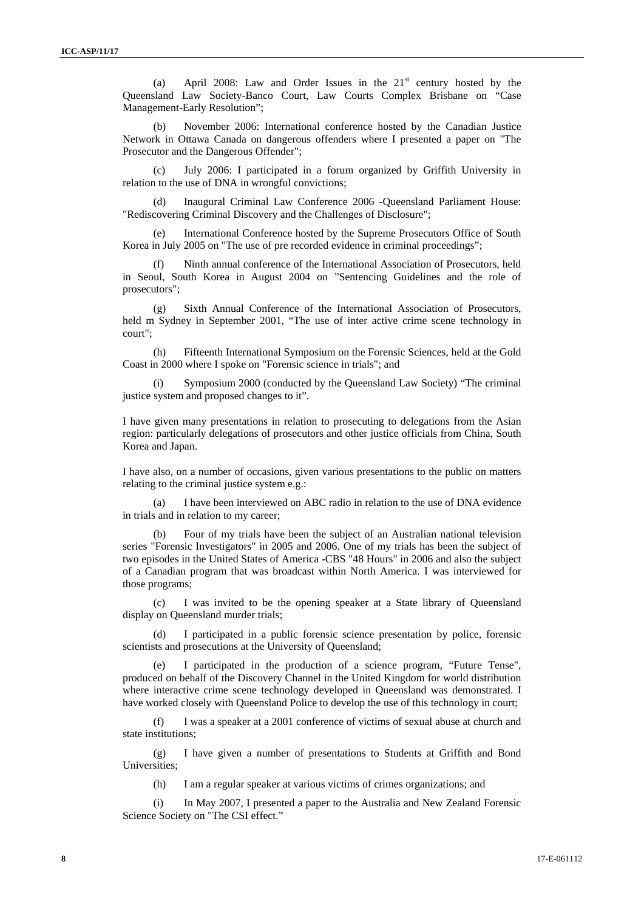(a) April 2008: Law and Order Issues in the 21st century hosted by the Queensland Law Society-Banco Court, Law Courts Complex Brisbane on "Case Management-Early Resolution";

(b) November 2006: International conference hosted by the Canadian Justice Network in Ottawa Canada on dangerous offenders where I presented a paper on "The Prosecutor and the Dangerous Offender";

(c) July 2006: I participated in a forum organized by Griffith University in relation to the use of DNA in wrongful convictions;

(d) Inaugural Criminal Law Conference 2006 -Queensland Parliament House: "Rediscovering Criminal Discovery and the Challenges of Disclosure";

(e) International Conference hosted by the Supreme Prosecutors Office of South Korea in July 2005 on "The use of pre recorded evidence in criminal proceedings";

(f) Ninth annual conference of the International Association of Prosecutors, held in Seoul, South Korea in August 2004 on "Sentencing Guidelines and the role of prosecutors";

(g) Sixth Annual Conference of the International Association of Prosecutors, held m Sydney in September 2001, "The use of inter active crime scene technology in court";

(h) Fifteenth International Symposium on the Forensic Sciences, held at the Gold Coast in 2000 where I spoke on "Forensic science in trials"; and

(i) Symposium 2000 (conducted by the Queensland Law Society) "The criminal justice system and proposed changes to it".

I have given many presentations in relation to prosecuting to delegations from the Asian region: particularly delegations of prosecutors and other justice officials from China, South Korea and Japan.

I have also, on a number of occasions, given various presentations to the public on matters relating to the criminal justice system e.g.:

(a) I have been interviewed on ABC radio in relation to the use of DNA evidence in trials and in relation to my career;

(b) Four of my trials have been the subject of an Australian national television series "Forensic Investigators" in 2005 and 2006. One of my trials has been the subject of two episodes in the United States of America -CBS "48 Hours" in 2006 and also the subject of a Canadian program that was broadcast within North America. I was interviewed for those programs;

(c) I was invited to be the opening speaker at a State library of Queensland display on Queensland murder trials;

(d) I participated in a public forensic science presentation by police, forensic scientists and prosecutions at the University of Queensland;

(e) I participated in the production of a science program, "Future Tense", produced on behalf of the Discovery Channel in the United Kingdom for world distribution where interactive crime scene technology developed in Queensland was demonstrated. I have worked closely with Queensland Police to develop the use of this technology in court;

(f) I was a speaker at a 2001 conference of victims of sexual abuse at church and state institutions;

(g) I have given a number of presentations to Students at Griffith and Bond Universities;

(h) I am a regular speaker at various victims of crimes organizations; and

(i) In May 2007, I presented a paper to the Australia and New Zealand Forensic Science Society on "The CSI effect."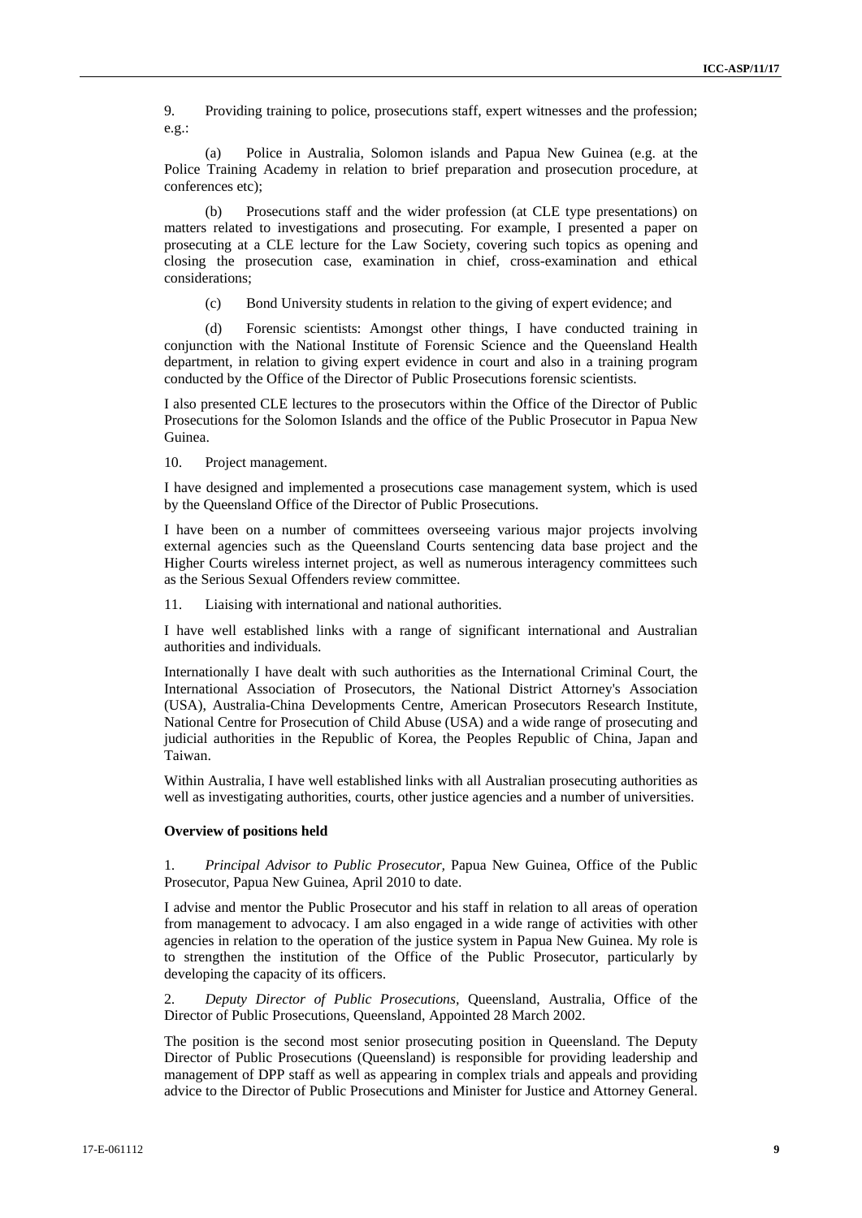9. Providing training to police, prosecutions staff, expert witnesses and the profession; e.g.:

(a) Police in Australia, Solomon islands and Papua New Guinea (e.g. at the Police Training Academy in relation to brief preparation and prosecution procedure, at conferences etc);

(b) Prosecutions staff and the wider profession (at CLE type presentations) on matters related to investigations and prosecuting. For example, I presented a paper on prosecuting at a CLE lecture for the Law Society, covering such topics as opening and closing the prosecution case, examination in chief, cross-examination and ethical considerations;

(c) Bond University students in relation to the giving of expert evidence; and

(d) Forensic scientists: Amongst other things, I have conducted training in conjunction with the National Institute of Forensic Science and the Queensland Health department, in relation to giving expert evidence in court and also in a training program conducted by the Office of the Director of Public Prosecutions forensic scientists.

I also presented CLE lectures to the prosecutors within the Office of the Director of Public Prosecutions for the Solomon Islands and the office of the Public Prosecutor in Papua New Guinea.

10. Project management.

I have designed and implemented a prosecutions case management system, which is used by the Queensland Office of the Director of Public Prosecutions.

I have been on a number of committees overseeing various major projects involving external agencies such as the Queensland Courts sentencing data base project and the Higher Courts wireless internet project, as well as numerous interagency committees such as the Serious Sexual Offenders review committee.

11. Liaising with international and national authorities.

I have well established links with a range of significant international and Australian authorities and individuals.

Internationally I have dealt with such authorities as the International Criminal Court, the International Association of Prosecutors, the National District Attorney's Association (USA), Australia-China Developments Centre, American Prosecutors Research Institute, National Centre for Prosecution of Child Abuse (USA) and a wide range of prosecuting and judicial authorities in the Republic of Korea, the Peoples Republic of China, Japan and Taiwan.

Within Australia, I have well established links with all Australian prosecuting authorities as well as investigating authorities, courts, other justice agencies and a number of universities.

**Overview of positions held**

1. *Principal Advisor to Public Prosecutor*, Papua New Guinea, Office of the Public Prosecutor, Papua New Guinea, April 2010 to date.

I advise and mentor the Public Prosecutor and his staff in relation to all areas of operation from management to advocacy. I am also engaged in a wide range of activities with other agencies in relation to the operation of the justice system in Papua New Guinea. My role is to strengthen the institution of the Office of the Public Prosecutor, particularly by developing the capacity of its officers.

2. *Deputy Director of Public Prosecutions*, Queensland, Australia, Office of the Director of Public Prosecutions, Queensland, Appointed 28 March 2002.

The position is the second most senior prosecuting position in Queensland. The Deputy Director of Public Prosecutions (Queensland) is responsible for providing leadership and management of DPP staff as well as appearing in complex trials and appeals and providing advice to the Director of Public Prosecutions and Minister for Justice and Attorney General.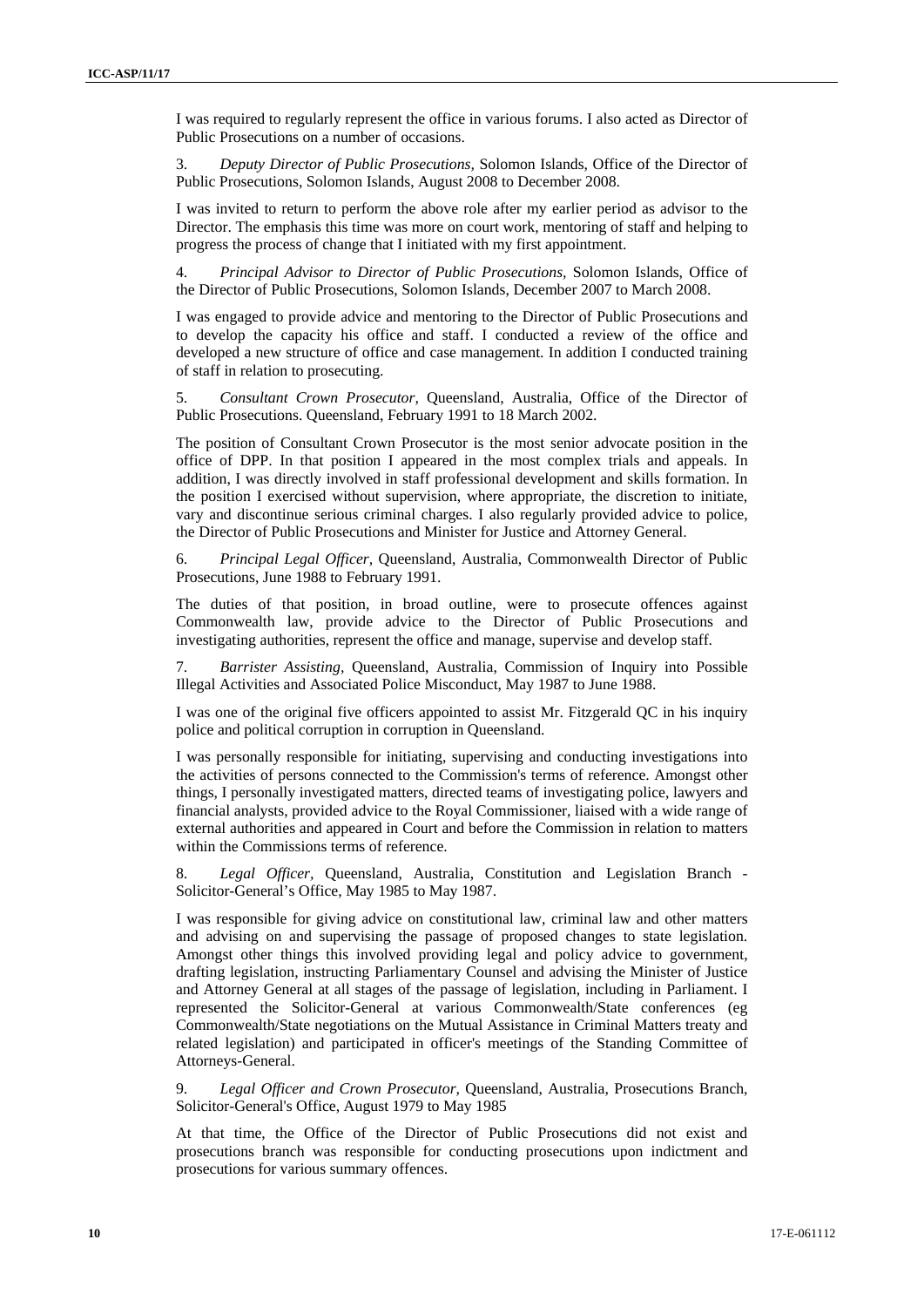I was required to regularly represent the office in various forums. I also acted as Director of Public Prosecutions on a number of occasions.

3. *Deputy Director of Public Prosecutions,* Solomon Islands, Office of the Director of Public Prosecutions, Solomon Islands, August 2008 to December 2008.

I was invited to return to perform the above role after my earlier period as advisor to the Director. The emphasis this time was more on court work, mentoring of staff and helping to progress the process of change that I initiated with my first appointment.

4. *Principal Advisor to Director of Public Prosecutions,* Solomon Islands, Office of the Director of Public Prosecutions, Solomon Islands, December 2007 to March 2008.

I was engaged to provide advice and mentoring to the Director of Public Prosecutions and to develop the capacity his office and staff. I conducted a review of the office and developed a new structure of office and case management. In addition I conducted training of staff in relation to prosecuting.

5. *Consultant Crown Prosecutor,* Queensland, Australia, Office of the Director of Public Prosecutions. Queensland, February 1991 to 18 March 2002.

The position of Consultant Crown Prosecutor is the most senior advocate position in the office of DPP. In that position I appeared in the most complex trials and appeals. In addition, I was directly involved in staff professional development and skills formation. In the position I exercised without supervision, where appropriate, the discretion to initiate, vary and discontinue serious criminal charges. I also regularly provided advice to police, the Director of Public Prosecutions and Minister for Justice and Attorney General.

6. *Principal Legal Officer,* Queensland, Australia, Commonwealth Director of Public Prosecutions, June 1988 to February 1991.

The duties of that position, in broad outline, were to prosecute offences against Commonwealth law, provide advice to the Director of Public Prosecutions and investigating authorities, represent the office and manage, supervise and develop staff.

7. *Barrister Assisting,* Queensland, Australia, Commission of Inquiry into Possible Illegal Activities and Associated Police Misconduct, May 1987 to June 1988.

I was one of the original five officers appointed to assist Mr. Fitzgerald QC in his inquiry police and political corruption in corruption in Queensland.

I was personally responsible for initiating, supervising and conducting investigations into the activities of persons connected to the Commission's terms of reference. Amongst other things, I personally investigated matters, directed teams of investigating police, lawyers and financial analysts, provided advice to the Royal Commissioner, liaised with a wide range of external authorities and appeared in Court and before the Commission in relation to matters within the Commissions terms of reference.

8. *Legal Officer,* Queensland, Australia, Constitution and Legislation Branch - Solicitor-General's Office, May 1985 to May 1987.

I was responsible for giving advice on constitutional law, criminal law and other matters and advising on and supervising the passage of proposed changes to state legislation. Amongst other things this involved providing legal and policy advice to government, drafting legislation, instructing Parliamentary Counsel and advising the Minister of Justice and Attorney General at all stages of the passage of legislation, including in Parliament. I represented the Solicitor-General at various Commonwealth/State conferences (eg Commonwealth/State negotiations on the Mutual Assistance in Criminal Matters treaty and related legislation) and participated in officer's meetings of the Standing Committee of Attorneys-General.

9. *Legal Officer and Crown Prosecutor,* Queensland, Australia, Prosecutions Branch, Solicitor-General's Office, August 1979 to May 1985

At that time, the Office of the Director of Public Prosecutions did not exist and prosecutions branch was responsible for conducting prosecutions upon indictment and prosecutions for various summary offences.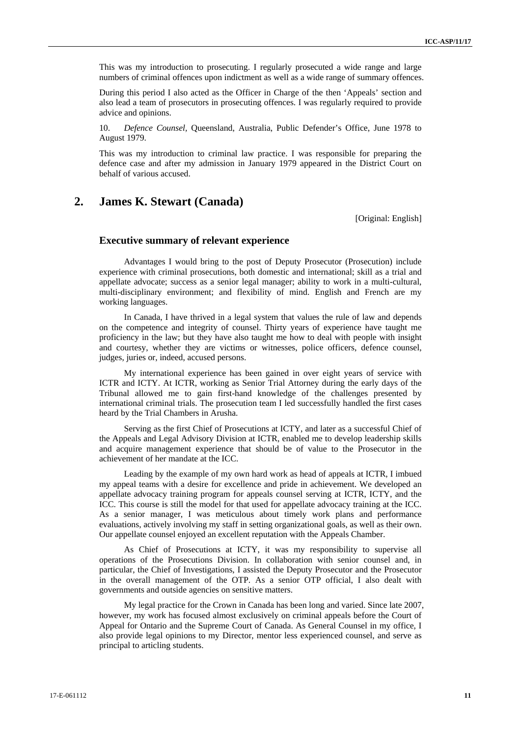This was my introduction to prosecuting. I regularly prosecuted a wide range and large numbers of criminal offences upon indictment as well as a wide range of summary offences.

During this period I also acted as the Officer in Charge of the then 'Appeals' section and also lead a team of prosecutors in prosecuting offences. I was regularly required to provide advice and opinions.

10. *Defence Counsel*, Queensland, Australia, Public Defender's Office, June 1978 to August 1979.

This was my introduction to criminal law practice. I was responsible for preparing the defence case and after my admission in January 1979 appeared in the District Court on behalf of various accused.

## 2. James K. Stewart (Canada)

[Original: English]

### Executive summary of relevant experience

Advantages I would bring to the post of Deputy Prosecutor (Prosecution) include experience with criminal prosecutions, both domestic and international; skill as a trial and appellate advocate; success as a senior legal manager; ability to work in a multi-cultural, multi-disciplinary environment; and flexibility of mind. English and French are my working languages.

In Canada, I have thrived in a legal system that values the rule of law and depends on the competence and integrity of counsel. Thirty years of experience have taught me proficiency in the law; but they have also taught me how to deal with people with insight and courtesy, whether they are victims or witnesses, police officers, defence counsel, judges, juries or, indeed, accused persons.

My international experience has been gained in over eight years of service with ICTR and ICTY. At ICTR, working as Senior Trial Attorney during the early days of the Tribunal allowed me to gain first-hand knowledge of the challenges presented by international criminal trials. The prosecution team I led successfully handled the first cases heard by the Trial Chambers in Arusha.

Serving as the first Chief of Prosecutions at ICTY, and later as a successful Chief of the Appeals and Legal Advisory Division at ICTR, enabled me to develop leadership skills and acquire management experience that should be of value to the Prosecutor in the achievement of her mandate at the ICC.

Leading by the example of my own hard work as head of appeals at ICTR, I imbued my appeal teams with a desire for excellence and pride in achievement. We developed an appellate advocacy training program for appeals counsel serving at ICTR, ICTY, and the ICC. This course is still the model for that used for appellate advocacy training at the ICC. As a senior manager, I was meticulous about timely work plans and performance evaluations, actively involving my staff in setting organizational goals, as well as their own. Our appellate counsel enjoyed an excellent reputation with the Appeals Chamber.

As Chief of Prosecutions at ICTY, it was my responsibility to supervise all operations of the Prosecutions Division. In collaboration with senior counsel and, in particular, the Chief of Investigations, I assisted the Deputy Prosecutor and the Prosecutor in the overall management of the OTP. As a senior OTP official, I also dealt with governments and outside agencies on sensitive matters.

My legal practice for the Crown in Canada has been long and varied. Since late 2007, however, my work has focused almost exclusively on criminal appeals before the Court of Appeal for Ontario and the Supreme Court of Canada. As General Counsel in my office, I also provide legal opinions to my Director, mentor less experienced counsel, and serve as principal to articling students.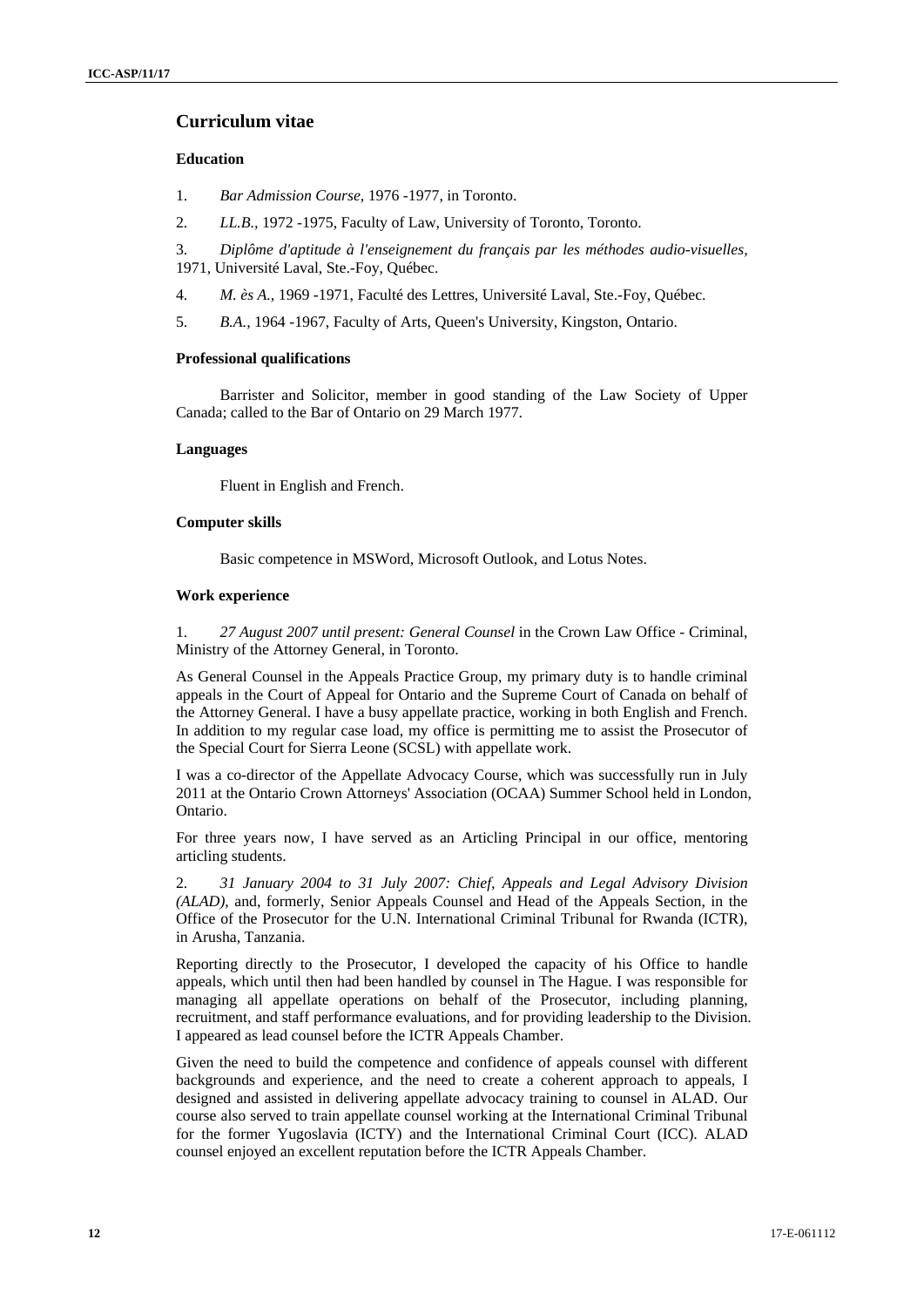## Curriculum vitae

### Education

1. *Bar Admission Course,* 1976 -1977, in Toronto.
2. *LL.B.,* 1972 -1975, Faculty of Law, University of Toronto, Toronto.
3. *Diplôme d'aptitude à l'enseignement du français par les méthodes audio-visuelles,* 1971, Université Laval, Ste.-Foy, Québec.
4. *M. ès A.,* 1969 -1971, Faculté des Lettres, Université Laval, Ste.-Foy, Québec.
5. *B.A.,* 1964 -1967, Faculty of Arts, Queen's University, Kingston, Ontario.

### Professional qualifications

Barrister and Solicitor, member in good standing of the Law Society of Upper Canada; called to the Bar of Ontario on 29 March 1977.

### Languages

Fluent in English and French.

### Computer skills

Basic competence in MSWord, Microsoft Outlook, and Lotus Notes.

### Work experience

1. *27 August 2007 until present: General Counsel* in the Crown Law Office - Criminal, Ministry of the Attorney General, in Toronto.

As General Counsel in the Appeals Practice Group, my primary duty is to handle criminal appeals in the Court of Appeal for Ontario and the Supreme Court of Canada on behalf of the Attorney General. I have a busy appellate practice, working in both English and French. In addition to my regular case load, my office is permitting me to assist the Prosecutor of the Special Court for Sierra Leone (SCSL) with appellate work.

I was a co-director of the Appellate Advocacy Course, which was successfully run in July 2011 at the Ontario Crown Attorneys' Association (OCAA) Summer School held in London, Ontario.

For three years now, I have served as an Articling Principal in our office, mentoring articling students.

2. *31 January 2004 to 31 July 2007: Chief, Appeals and Legal Advisory Division (ALAD)*, and, formerly, Senior Appeals Counsel and Head of the Appeals Section, in the Office of the Prosecutor for the U.N. International Criminal Tribunal for Rwanda (ICTR), in Arusha, Tanzania.

Reporting directly to the Prosecutor, I developed the capacity of his Office to handle appeals, which until then had been handled by counsel in The Hague. I was responsible for managing all appellate operations on behalf of the Prosecutor, including planning, recruitment, and staff performance evaluations, and for providing leadership to the Division. I appeared as lead counsel before the ICTR Appeals Chamber.

Given the need to build the competence and confidence of appeals counsel with different backgrounds and experience, and the need to create a coherent approach to appeals, I designed and assisted in delivering appellate advocacy training to counsel in ALAD. Our course also served to train appellate counsel working at the International Criminal Tribunal for the former Yugoslavia (ICTY) and the International Criminal Court (ICC). ALAD counsel enjoyed an excellent reputation before the ICTR Appeals Chamber.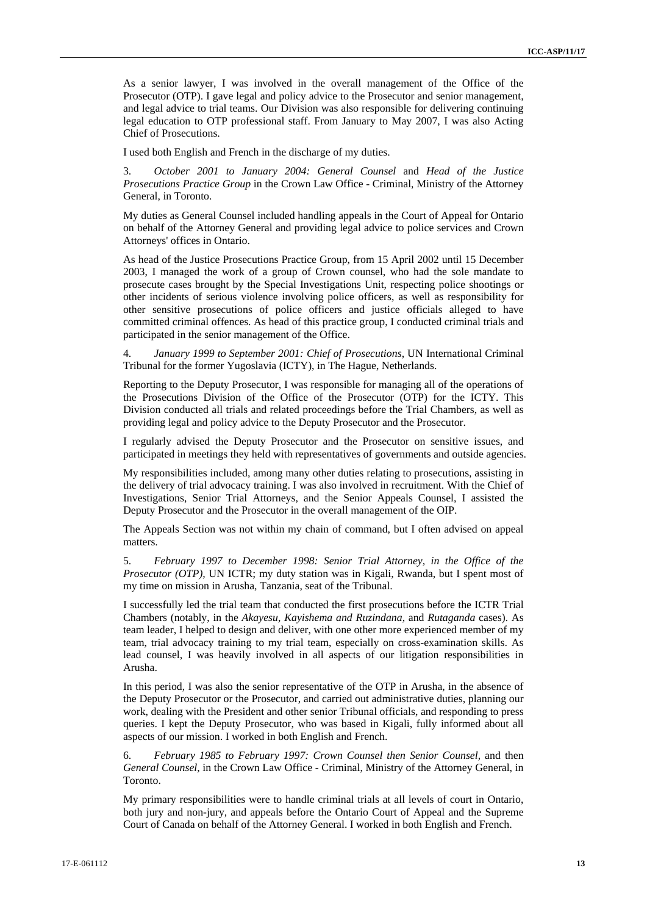As a senior lawyer, I was involved in the overall management of the Office of the Prosecutor (OTP). I gave legal and policy advice to the Prosecutor and senior management, and legal advice to trial teams. Our Division was also responsible for delivering continuing legal education to OTP professional staff. From January to May 2007, I was also Acting Chief of Prosecutions.

I used both English and French in the discharge of my duties.

3. *October 2001 to January 2004: General Counsel* and *Head of the Justice Prosecutions Practice Group* in the Crown Law Office - Criminal, Ministry of the Attorney General, in Toronto.

My duties as General Counsel included handling appeals in the Court of Appeal for Ontario on behalf of the Attorney General and providing legal advice to police services and Crown Attorneys' offices in Ontario.

As head of the Justice Prosecutions Practice Group, from 15 April 2002 until 15 December 2003, I managed the work of a group of Crown counsel, who had the sole mandate to prosecute cases brought by the Special Investigations Unit, respecting police shootings or other incidents of serious violence involving police officers, as well as responsibility for other sensitive prosecutions of police officers and justice officials alleged to have committed criminal offences. As head of this practice group, I conducted criminal trials and participated in the senior management of the Office.

4. *January 1999 to September 2001: Chief of Prosecutions*, UN International Criminal Tribunal for the former Yugoslavia (ICTY), in The Hague, Netherlands.

Reporting to the Deputy Prosecutor, I was responsible for managing all of the operations of the Prosecutions Division of the Office of the Prosecutor (OTP) for the ICTY. This Division conducted all trials and related proceedings before the Trial Chambers, as well as providing legal and policy advice to the Deputy Prosecutor and the Prosecutor.

I regularly advised the Deputy Prosecutor and the Prosecutor on sensitive issues, and participated in meetings they held with representatives of governments and outside agencies.

My responsibilities included, among many other duties relating to prosecutions, assisting in the delivery of trial advocacy training. I was also involved in recruitment. With the Chief of Investigations, Senior Trial Attorneys, and the Senior Appeals Counsel, I assisted the Deputy Prosecutor and the Prosecutor in the overall management of the OIP.

The Appeals Section was not within my chain of command, but I often advised on appeal matters.

5. *February 1997 to December 1998: Senior Trial Attorney, in the Office of the Prosecutor (OTP)*, UN ICTR; my duty station was in Kigali, Rwanda, but I spent most of my time on mission in Arusha, Tanzania, seat of the Tribunal.

I successfully led the trial team that conducted the first prosecutions before the ICTR Trial Chambers (notably, in the *Akayesu, Kayishema and Ruzindana,* and *Rutaganda* cases). As team leader, I helped to design and deliver, with one other more experienced member of my team, trial advocacy training to my trial team, especially on cross-examination skills. As lead counsel, I was heavily involved in all aspects of our litigation responsibilities in Arusha.

In this period, I was also the senior representative of the OTP in Arusha, in the absence of the Deputy Prosecutor or the Prosecutor, and carried out administrative duties, planning our work, dealing with the President and other senior Tribunal officials, and responding to press queries. I kept the Deputy Prosecutor, who was based in Kigali, fully informed about all aspects of our mission. I worked in both English and French.

6. *February 1985 to February 1997: Crown Counsel then Senior Counsel,* and then *General Counsel*, in the Crown Law Office - Criminal, Ministry of the Attorney General, in Toronto.

My primary responsibilities were to handle criminal trials at all levels of court in Ontario, both jury and non-jury, and appeals before the Ontario Court of Appeal and the Supreme Court of Canada on behalf of the Attorney General. I worked in both English and French.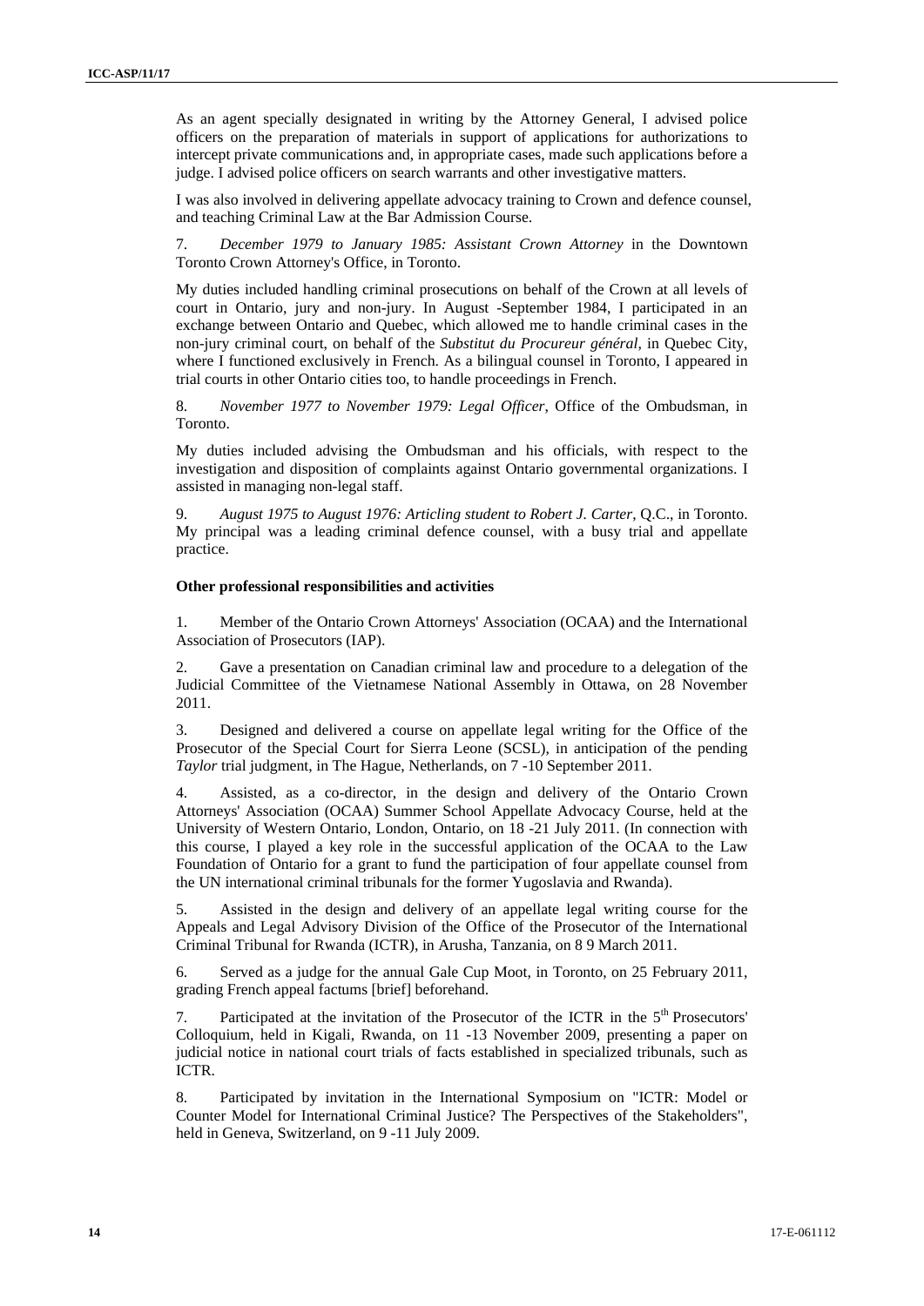As an agent specially designated in writing by the Attorney General, I advised police officers on the preparation of materials in support of applications for authorizations to intercept private communications and, in appropriate cases, made such applications before a judge. I advised police officers on search warrants and other investigative matters.

I was also involved in delivering appellate advocacy training to Crown and defence counsel, and teaching Criminal Law at the Bar Admission Course.

7. *December 1979 to January 1985: Assistant Crown Attorney* in the Downtown Toronto Crown Attorney's Office, in Toronto.

My duties included handling criminal prosecutions on behalf of the Crown at all levels of court in Ontario, jury and non-jury. In August -September 1984, I participated in an exchange between Ontario and Quebec, which allowed me to handle criminal cases in the non-jury criminal court, on behalf of the *Substitut du Procureur général,* in Quebec City, where I functioned exclusively in French. As a bilingual counsel in Toronto, I appeared in trial courts in other Ontario cities too, to handle proceedings in French.

8. *November 1977 to November 1979: Legal Officer,* Office of the Ombudsman, in Toronto.

My duties included advising the Ombudsman and his officials, with respect to the investigation and disposition of complaints against Ontario governmental organizations. I assisted in managing non-legal staff.

9. *August 1975 to August 1976: Articling student to Robert J. Carter,* Q.C., in Toronto. My principal was a leading criminal defence counsel, with a busy trial and appellate practice.

**Other professional responsibilities and activities**

1. Member of the Ontario Crown Attorneys' Association (OCAA) and the International Association of Prosecutors (IAP).

2. Gave a presentation on Canadian criminal law and procedure to a delegation of the Judicial Committee of the Vietnamese National Assembly in Ottawa, on 28 November 2011.

3. Designed and delivered a course on appellate legal writing for the Office of the Prosecutor of the Special Court for Sierra Leone (SCSL), in anticipation of the pending *Taylor* trial judgment, in The Hague, Netherlands, on 7 -10 September 2011.

4. Assisted, as a co-director, in the design and delivery of the Ontario Crown Attorneys' Association (OCAA) Summer School Appellate Advocacy Course, held at the University of Western Ontario, London, Ontario, on 18 -21 July 2011. (In connection with this course, I played a key role in the successful application of the OCAA to the Law Foundation of Ontario for a grant to fund the participation of four appellate counsel from the UN international criminal tribunals for the former Yugoslavia and Rwanda).

5. Assisted in the design and delivery of an appellate legal writing course for the Appeals and Legal Advisory Division of the Office of the Prosecutor of the International Criminal Tribunal for Rwanda (ICTR), in Arusha, Tanzania, on 8 9 March 2011.

6. Served as a judge for the annual Gale Cup Moot, in Toronto, on 25 February 2011, grading French appeal factums [brief] beforehand.

7. Participated at the invitation of the Prosecutor of the ICTR in the 5th Prosecutors' Colloquium, held in Kigali, Rwanda, on 11 -13 November 2009, presenting a paper on judicial notice in national court trials of facts established in specialized tribunals, such as ICTR.

8. Participated by invitation in the International Symposium on "ICTR: Model or Counter Model for International Criminal Justice? The Perspectives of the Stakeholders", held in Geneva, Switzerland, on 9 -11 July 2009.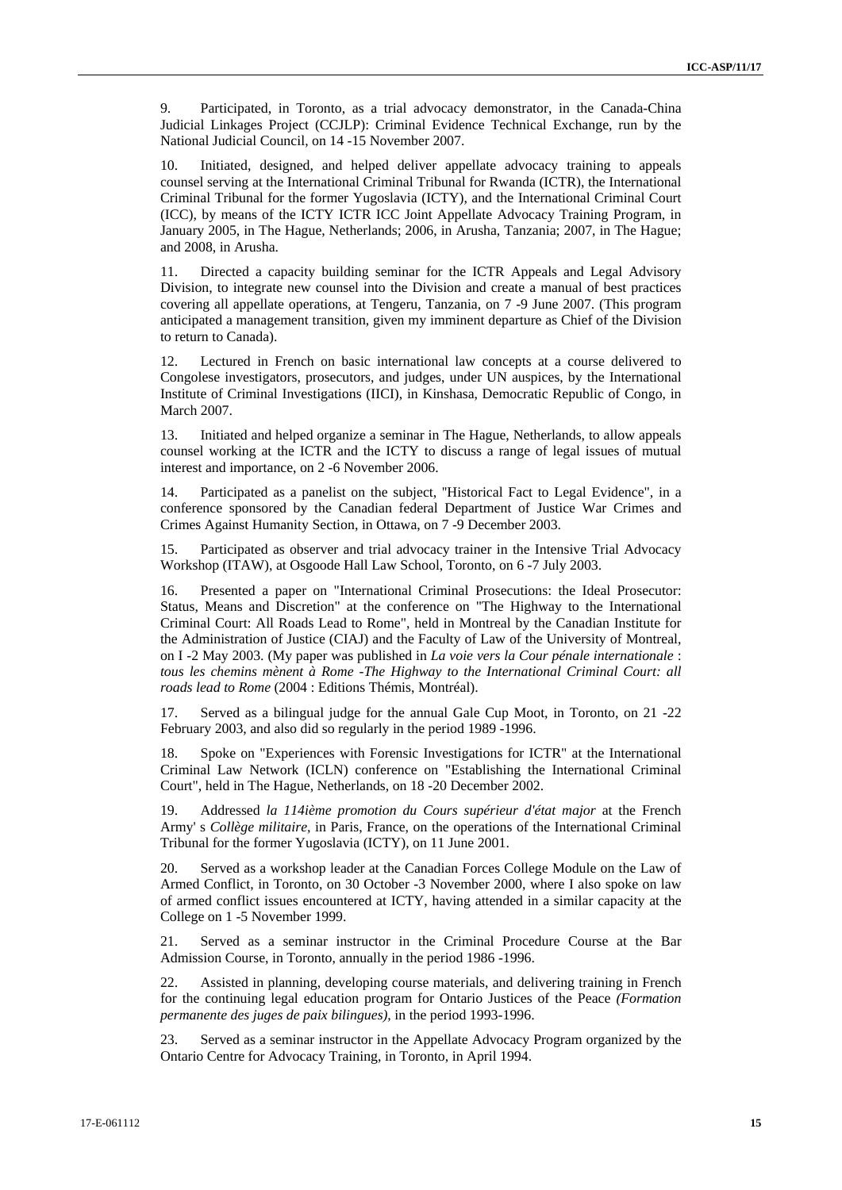9. Participated, in Toronto, as a trial advocacy demonstrator, in the Canada-China Judicial Linkages Project (CCJLP): Criminal Evidence Technical Exchange, run by the National Judicial Council, on 14 -15 November 2007.

10. Initiated, designed, and helped deliver appellate advocacy training to appeals counsel serving at the International Criminal Tribunal for Rwanda (ICTR), the International Criminal Tribunal for the former Yugoslavia (ICTY), and the International Criminal Court (ICC), by means of the ICTY ICTR ICC Joint Appellate Advocacy Training Program, in January 2005, in The Hague, Netherlands; 2006, in Arusha, Tanzania; 2007, in The Hague; and 2008, in Arusha.

11. Directed a capacity building seminar for the ICTR Appeals and Legal Advisory Division, to integrate new counsel into the Division and create a manual of best practices covering all appellate operations, at Tengeru, Tanzania, on 7 -9 June 2007. (This program anticipated a management transition, given my imminent departure as Chief of the Division to return to Canada).

12. Lectured in French on basic international law concepts at a course delivered to Congolese investigators, prosecutors, and judges, under UN auspices, by the International Institute of Criminal Investigations (IICI), in Kinshasa, Democratic Republic of Congo, in March 2007.

13. Initiated and helped organize a seminar in The Hague, Netherlands, to allow appeals counsel working at the ICTR and the ICTY to discuss a range of legal issues of mutual interest and importance, on 2 -6 November 2006.

14. Participated as a panelist on the subject, "Historical Fact to Legal Evidence", in a conference sponsored by the Canadian federal Department of Justice War Crimes and Crimes Against Humanity Section, in Ottawa, on 7 -9 December 2003.

15. Participated as observer and trial advocacy trainer in the Intensive Trial Advocacy Workshop (ITAW), at Osgoode Hall Law School, Toronto, on 6 -7 July 2003.

16. Presented a paper on "International Criminal Prosecutions: the Ideal Prosecutor: Status, Means and Discretion" at the conference on "The Highway to the International Criminal Court: All Roads Lead to Rome", held in Montreal by the Canadian Institute for the Administration of Justice (CIAJ) and the Faculty of Law of the University of Montreal, on I -2 May 2003. (My paper was published in *La voie vers la Cour pénale internationale : tous les chemins mènent à Rome -The Highway to the International Criminal Court: all roads lead to Rome* (2004 : Editions Thémis, Montréal).

17. Served as a bilingual judge for the annual Gale Cup Moot, in Toronto, on 21 -22 February 2003, and also did so regularly in the period 1989 -1996.

18. Spoke on "Experiences with Forensic Investigations for ICTR" at the International Criminal Law Network (ICLN) conference on "Establishing the International Criminal Court", held in The Hague, Netherlands, on 18 -20 December 2002.

19. Addressed *la 114ième promotion du Cours supérieur d'état major* at the French Army' s *Collège militaire*, in Paris, France, on the operations of the International Criminal Tribunal for the former Yugoslavia (ICTY), on 11 June 2001.

20. Served as a workshop leader at the Canadian Forces College Module on the Law of Armed Conflict, in Toronto, on 30 October -3 November 2000, where I also spoke on law of armed conflict issues encountered at ICTY, having attended in a similar capacity at the College on 1 -5 November 1999.

21. Served as a seminar instructor in the Criminal Procedure Course at the Bar Admission Course, in Toronto, annually in the period 1986 -1996.

22. Assisted in planning, developing course materials, and delivering training in French for the continuing legal education program for Ontario Justices of the Peace *(Formation permanente des juges de paix bilingues)*, in the period 1993-1996.

23. Served as a seminar instructor in the Appellate Advocacy Program organized by the Ontario Centre for Advocacy Training, in Toronto, in April 1994.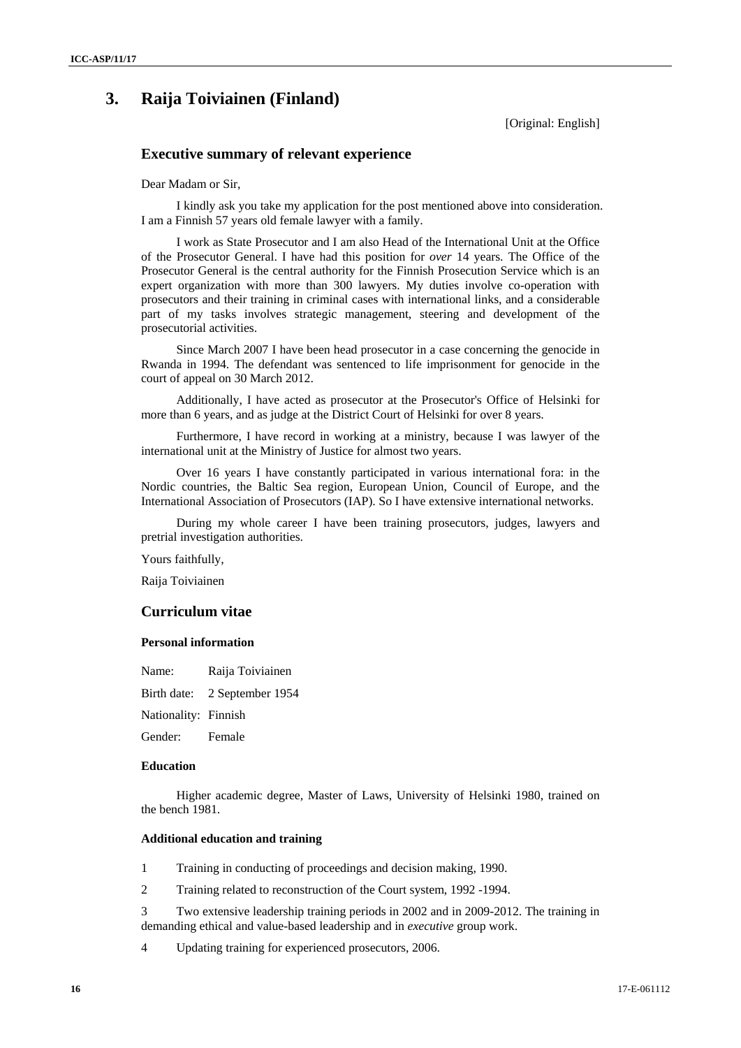# 3. Raija Toiviainen (Finland)

[Original: English]

## Executive summary of relevant experience

Dear Madam or Sir,

I kindly ask you take my application for the post mentioned above into consideration. I am a Finnish 57 years old female lawyer with a family.

I work as State Prosecutor and I am also Head of the International Unit at the Office of the Prosecutor General. I have had this position for *over* 14 years. The Office of the Prosecutor General is the central authority for the Finnish Prosecution Service which is an expert organization with more than 300 lawyers. My duties involve co-operation with prosecutors and their training in criminal cases with international links, and a considerable part of my tasks involves strategic management, steering and development of the prosecutorial activities.

Since March 2007 I have been head prosecutor in a case concerning the genocide in Rwanda in 1994. The defendant was sentenced to life imprisonment for genocide in the court of appeal on 30 March 2012.

Additionally, I have acted as prosecutor at the Prosecutor's Office of Helsinki for more than 6 years, and as judge at the District Court of Helsinki for over 8 years.

Furthermore, I have record in working at a ministry, because I was lawyer of the international unit at the Ministry of Justice for almost two years.

Over 16 years I have constantly participated in various international fora: in the Nordic countries, the Baltic Sea region, European Union, Council of Europe, and the International Association of Prosecutors (IAP). So I have extensive international networks.

During my whole career I have been training prosecutors, judges, lawyers and pretrial investigation authorities.

Yours faithfully,

Raija Toiviainen

## Curriculum vitae

### Personal information

Name: Raija Toiviainen

Birth date: 2 September 1954

Nationality: Finnish

Gender: Female

### Education

Higher academic degree, Master of Laws, University of Helsinki 1980, trained on the bench 1981.

### Additional education and training

1 Training in conducting of proceedings and decision making, 1990.

2 Training related to reconstruction of the Court system, 1992 -1994.

3 Two extensive leadership training periods in 2002 and in 2009-2012. The training in demanding ethical and value-based leadership and in *executive* group work.

4 Updating training for experienced prosecutors, 2006.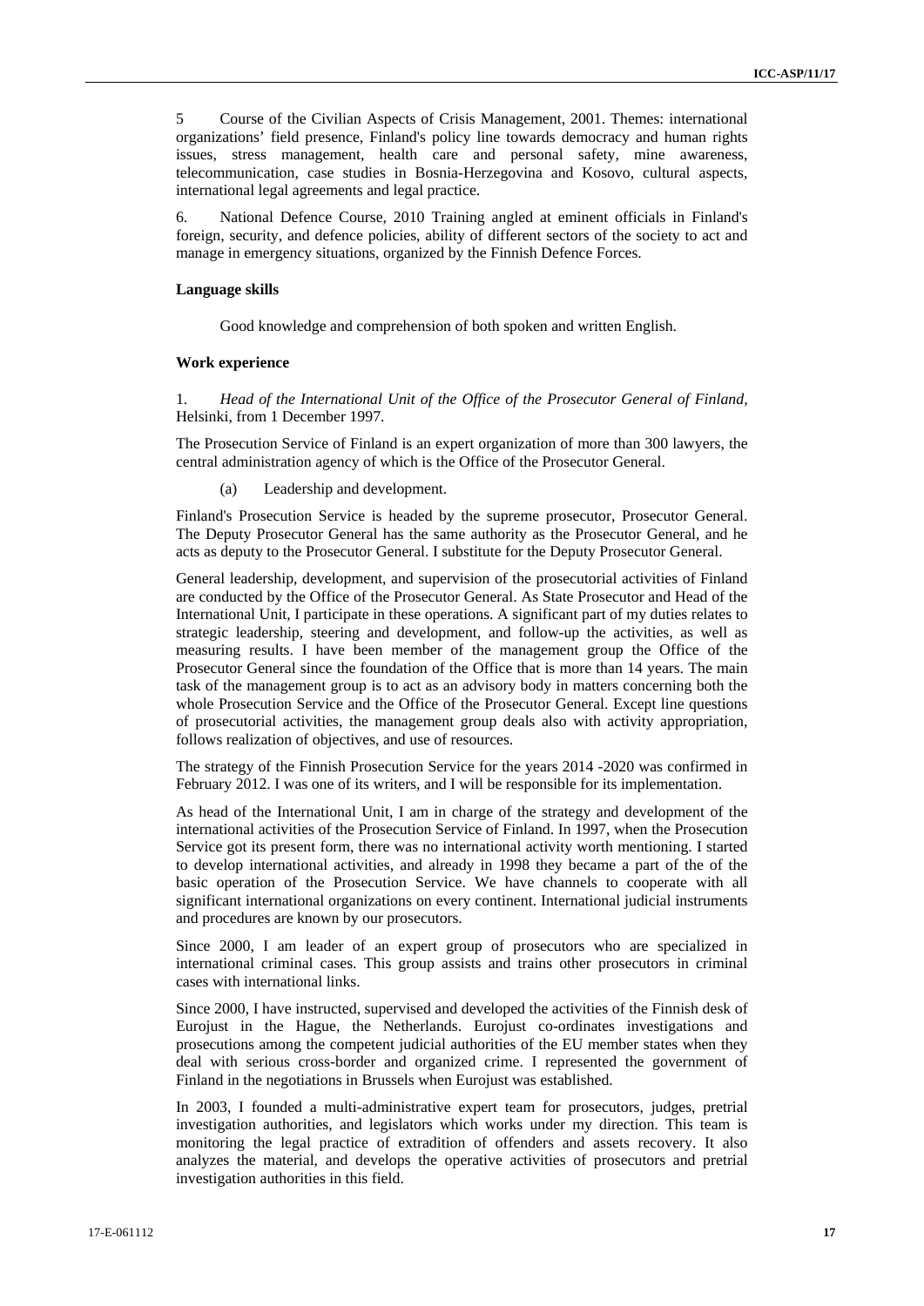5 Course of the Civilian Aspects of Crisis Management, 2001. Themes: international organizations' field presence, Finland's policy line towards democracy and human rights issues, stress management, health care and personal safety, mine awareness, telecommunication, case studies in Bosnia-Herzegovina and Kosovo, cultural aspects, international legal agreements and legal practice.

6. National Defence Course, 2010 Training angled at eminent officials in Finland's foreign, security, and defence policies, ability of different sectors of the society to act and manage in emergency situations, organized by the Finnish Defence Forces.

**Language skills**

Good knowledge and comprehension of both spoken and written English.

**Work experience**

1. *Head of the International Unit of the Office of the Prosecutor General of Finland,* Helsinki, from 1 December 1997.

The Prosecution Service of Finland is an expert organization of more than 300 lawyers, the central administration agency of which is the Office of the Prosecutor General.

(a) Leadership and development.

Finland's Prosecution Service is headed by the supreme prosecutor, Prosecutor General. The Deputy Prosecutor General has the same authority as the Prosecutor General, and he acts as deputy to the Prosecutor General. I substitute for the Deputy Prosecutor General.

General leadership, development, and supervision of the prosecutorial activities of Finland are conducted by the Office of the Prosecutor General. As State Prosecutor and Head of the International Unit, I participate in these operations. A significant part of my duties relates to strategic leadership, steering and development, and follow-up the activities, as well as measuring results. I have been member of the management group the Office of the Prosecutor General since the foundation of the Office that is more than 14 years. The main task of the management group is to act as an advisory body in matters concerning both the whole Prosecution Service and the Office of the Prosecutor General. Except line questions of prosecutorial activities, the management group deals also with activity appropriation, follows realization of objectives, and use of resources.

The strategy of the Finnish Prosecution Service for the years 2014 -2020 was confirmed in February 2012. I was one of its writers, and I will be responsible for its implementation.

As head of the International Unit, I am in charge of the strategy and development of the international activities of the Prosecution Service of Finland. In 1997, when the Prosecution Service got its present form, there was no international activity worth mentioning. I started to develop international activities, and already in 1998 they became a part of the of the basic operation of the Prosecution Service. We have channels to cooperate with all significant international organizations on every continent. International judicial instruments and procedures are known by our prosecutors.

Since 2000, I am leader of an expert group of prosecutors who are specialized in international criminal cases. This group assists and trains other prosecutors in criminal cases with international links.

Since 2000, I have instructed, supervised and developed the activities of the Finnish desk of Eurojust in the Hague, the Netherlands. Eurojust co-ordinates investigations and prosecutions among the competent judicial authorities of the EU member states when they deal with serious cross-border and organized crime. I represented the government of Finland in the negotiations in Brussels when Eurojust was established.

In 2003, I founded a multi-administrative expert team for prosecutors, judges, pretrial investigation authorities, and legislators which works under my direction. This team is monitoring the legal practice of extradition of offenders and assets recovery. It also analyzes the material, and develops the operative activities of prosecutors and pretrial investigation authorities in this field.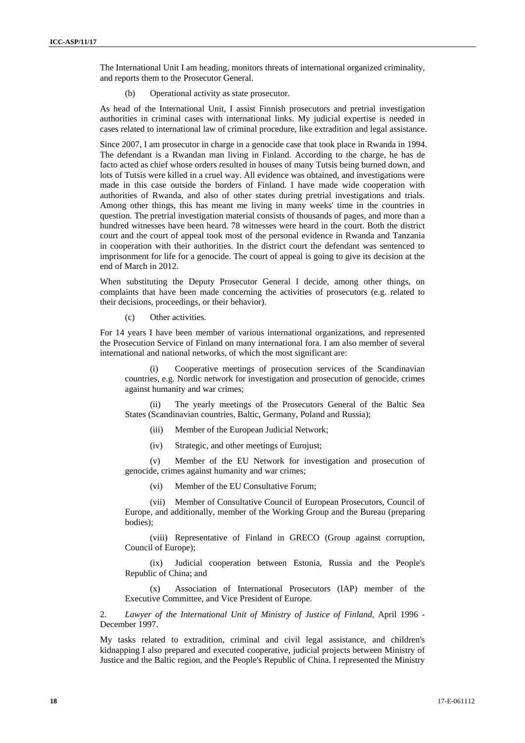The International Unit I am heading, monitors threats of international organized criminality, and reports them to the Prosecutor General.

(b) Operational activity as state prosecutor.

As head of the International Unit, I assist Finnish prosecutors and pretrial investigation authorities in criminal cases with international links. My judicial expertise is needed in cases related to international law of criminal procedure, like extradition and legal assistance.

Since 2007, I am prosecutor in charge in a genocide case that took place in Rwanda in 1994. The defendant is a Rwandan man living in Finland. According to the charge, he has de facto acted as chief whose orders resulted in houses of many Tutsis being burned down, and lots of Tutsis were killed in a cruel way. All evidence was obtained, and investigations were made in this case outside the borders of Finland. I have made wide cooperation with authorities of Rwanda, and also of other states during pretrial investigations and trials. Among other things, this has meant me living in many weeks' time in the countries in question. The pretrial investigation material consists of thousands of pages, and more than a hundred witnesses have been heard. 78 witnesses were heard in the court. Both the district court and the court of appeal took most of the personal evidence in Rwanda and Tanzania in cooperation with their authorities. In the district court the defendant was sentenced to imprisonment for life for a genocide. The court of appeal is going to give its decision at the end of March in 2012.

When substituting the Deputy Prosecutor General I decide, among other things, on complaints that have been made concerning the activities of prosecutors (e.g. related to their decisions, proceedings, or their behavior).

(c) Other activities.

For 14 years I have been member of various international organizations, and represented the Prosecution Service of Finland on many international fora. I am also member of several international and national networks, of which the most significant are:

(i) Cooperative meetings of prosecution services of the Scandinavian countries, e.g. Nordic network for investigation and prosecution of genocide, crimes against humanity and war crimes;

(ii) The yearly meetings of the Prosecutors General of the Baltic Sea States (Scandinavian countries, Baltic, Germany, Poland and Russia);

(iii) Member of the European Judicial Network;

(iv) Strategic, and other meetings of Eurojust;

(v) Member of the EU Network for investigation and prosecution of genocide, crimes against humanity and war crimes;

(vi) Member of the EU Consultative Forum;

(vii) Member of Consultative Council of European Prosecutors, Council of Europe, and additionally, member of the Working Group and the Bureau (preparing bodies);

(viii) Representative of Finland in GRECO (Group against corruption, Council of Europe);

(ix) Judicial cooperation between Estonia, Russia and the People's Republic of China; and

(x) Association of International Prosecutors (IAP) member of the Executive Committee, and Vice President of Europe.

2. *Lawyer of the International Unit of Ministry of Justice of Finland*, April 1996 - December 1997.

My tasks related to extradition, criminal and civil legal assistance, and children's kidnapping I also prepared and executed cooperative, judicial projects between Ministry of Justice and the Baltic region, and the People's Republic of China. I represented the Ministry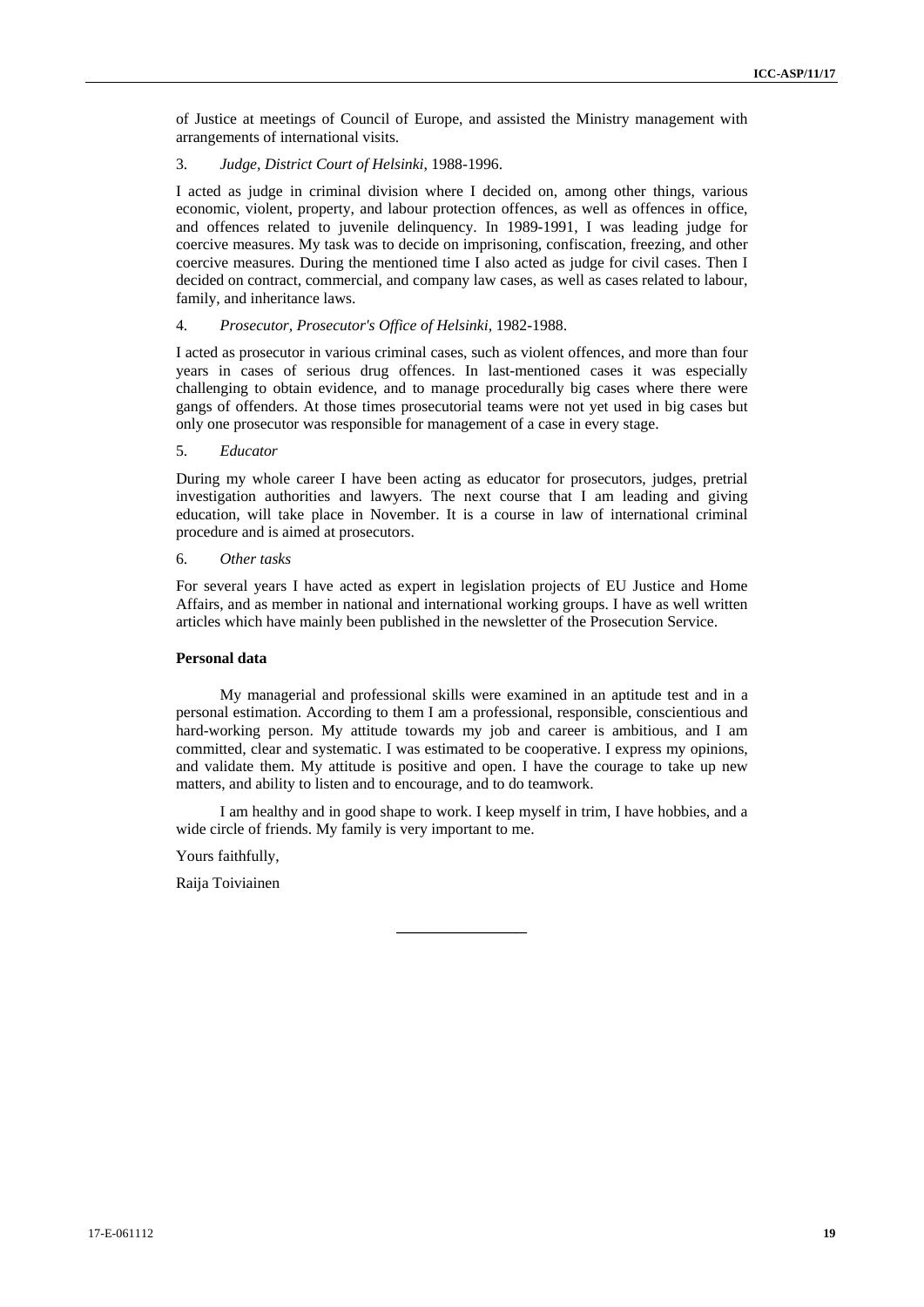of Justice at meetings of Council of Europe, and assisted the Ministry management with arrangements of international visits.

3. *Judge, District Court of Helsinki*, 1988-1996.

I acted as judge in criminal division where I decided on, among other things, various economic, violent, property, and labour protection offences, as well as offences in office, and offences related to juvenile delinquency. In 1989-1991, I was leading judge for coercive measures. My task was to decide on imprisoning, confiscation, freezing, and other coercive measures. During the mentioned time I also acted as judge for civil cases. Then I decided on contract, commercial, and company law cases, as well as cases related to labour, family, and inheritance laws.

4. *Prosecutor, Prosecutor's Office of Helsinki*, 1982-1988.

I acted as prosecutor in various criminal cases, such as violent offences, and more than four years in cases of serious drug offences. In last-mentioned cases it was especially challenging to obtain evidence, and to manage procedurally big cases where there were gangs of offenders. At those times prosecutorial teams were not yet used in big cases but only one prosecutor was responsible for management of a case in every stage.

5. *Educator*

During my whole career I have been acting as educator for prosecutors, judges, pretrial investigation authorities and lawyers. The next course that I am leading and giving education, will take place in November. It is a course in law of international criminal procedure and is aimed at prosecutors.

6. *Other tasks*

For several years I have acted as expert in legislation projects of EU Justice and Home Affairs, and as member in national and international working groups. I have as well written articles which have mainly been published in the newsletter of the Prosecution Service.

**Personal data**

My managerial and professional skills were examined in an aptitude test and in a personal estimation. According to them I am a professional, responsible, conscientious and hard-working person. My attitude towards my job and career is ambitious, and I am committed, clear and systematic. I was estimated to be cooperative. I express my opinions, and validate them. My attitude is positive and open. I have the courage to take up new matters, and ability to listen and to encourage, and to do teamwork.

I am healthy and in good shape to work. I keep myself in trim, I have hobbies, and a wide circle of friends. My family is very important to me.

Yours faithfully,

Raija Toiviainen

---